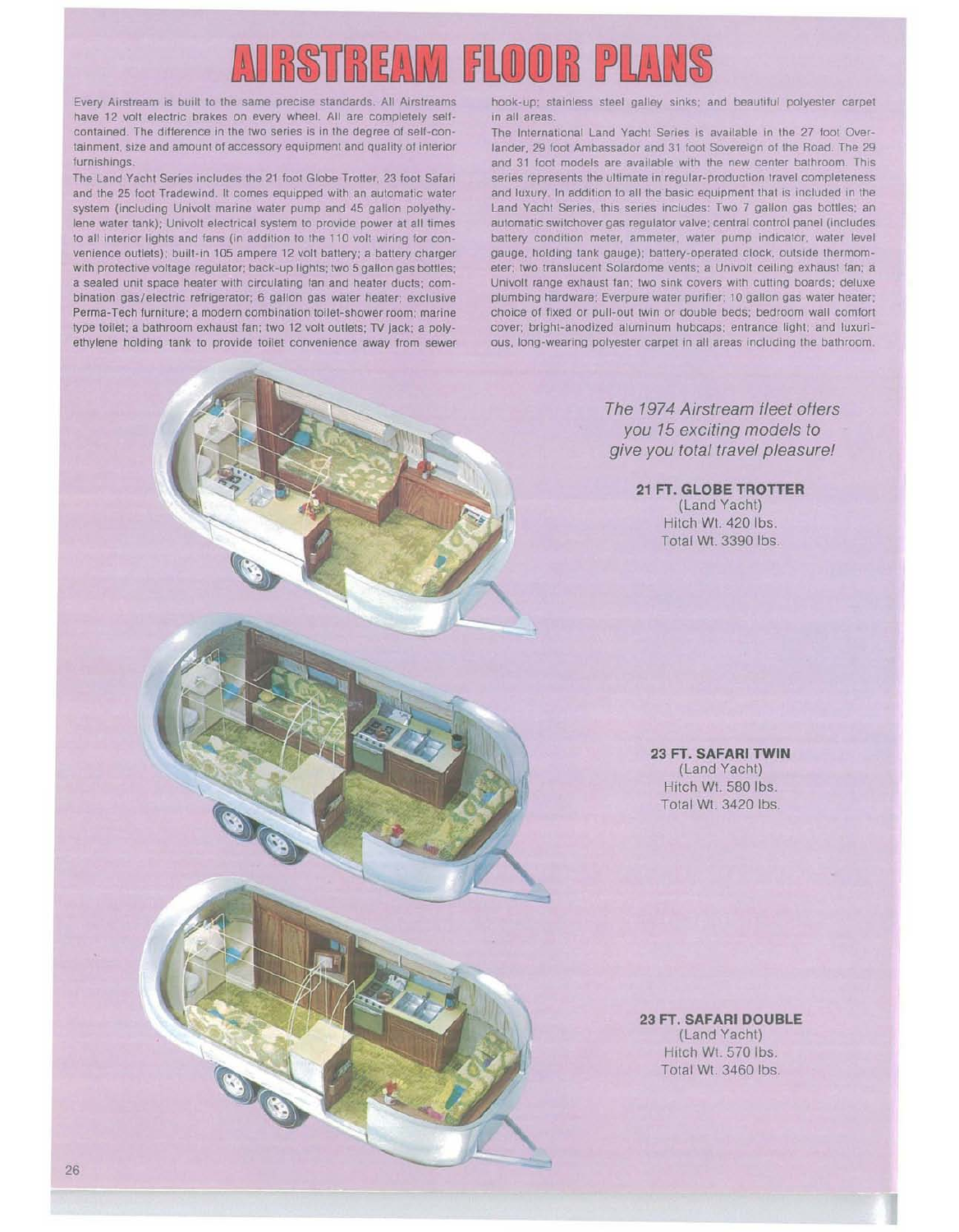# AIRSTREAM FLOOR PLANS

Every Airstream is built to the same precise standards. All Airstreams have 12 volt electric brakes on every wheel. All are completely self-contained. The difference in the two series is in the degree of self-containment, size and amount of accessory equipment and quality of interior furnishings.

The Land Yacht Series includes the 21 foot Globe Trotter, 23 foot Safari and the 25 foot Tradewind. It comes equipped with an automatic water system (including Univolt marine water pump and 45 gallon polyethylene water tank); Univolt electrical system to provide power at all times to all interior lights and fans (in addition to the 110 volt wiring for convenience outlets); built-in 105 ampere 12 volt battery; a battery charger with protective voltage regulator; back-up lights; two 5 gallon gas bottles; a sealed unit space heater with circulating fan and heater ducts; combination gas/electric refrigerator; 6 gallon gas water heater; exclusive Perma-Tech furniture; a modern combination toilet-shower room; marine type toilet; a bathroom exhaust fan; two 12 volt outlets; TV jack; a polyethylene holding tank to provide toilet convenience away from sewer hook-up; stainless steel galley sinks; and beautiful polyester carpet in all areas.

The International Land Yacht Series is available in the 27 foot Overlander, 29 foot Ambassador and 31 foot Sovereign of the Road. The 29 and 31 foot models are available with the new center bathroom. This series represents the ultimate in regular-production travel completeness and luxury. In addition to all the basic equipment that is included in the Land Yacht Series, this series includes: Two 7 gallon gas bottles; an automatic switchover gas regulator valve; central control panel (includes battery condition meter, ammeter, water pump indicator, water level gauge, holding tank gauge); battery-operated clock, outside thermometer; two translucent Solardome vents; a Univolt ceiling exhaust fan; a Univolt range exhaust fan; two sink covers with cutting boards; deluxe plumbing hardware; Everpure water purifier; 10 gallon gas water heater; choice of fixed or pull-out twin or double beds; bedroom wall comfort cover; bright-anodized aluminum hubcaps; entrance light; and luxurious, long-wearing polyester carpet in all areas including the bathroom.

*The 1974 Airstream fleet offers you 15 exciting models to give you total travel pleasure!*

**21 FT. GLOBE TROTTER**
(Land Yacht)
Hitch Wt. 420 lbs.
Total Wt. 3390 lbs.

**23 FT. SAFARI TWIN**
(Land Yacht)
Hitch Wt. 580 lbs.
Total Wt. 3420 lbs.

**23 FT. SAFARI DOUBLE**
(Land Yacht)
Hitch Wt. 570 lbs.
Total Wt. 3460 lbs.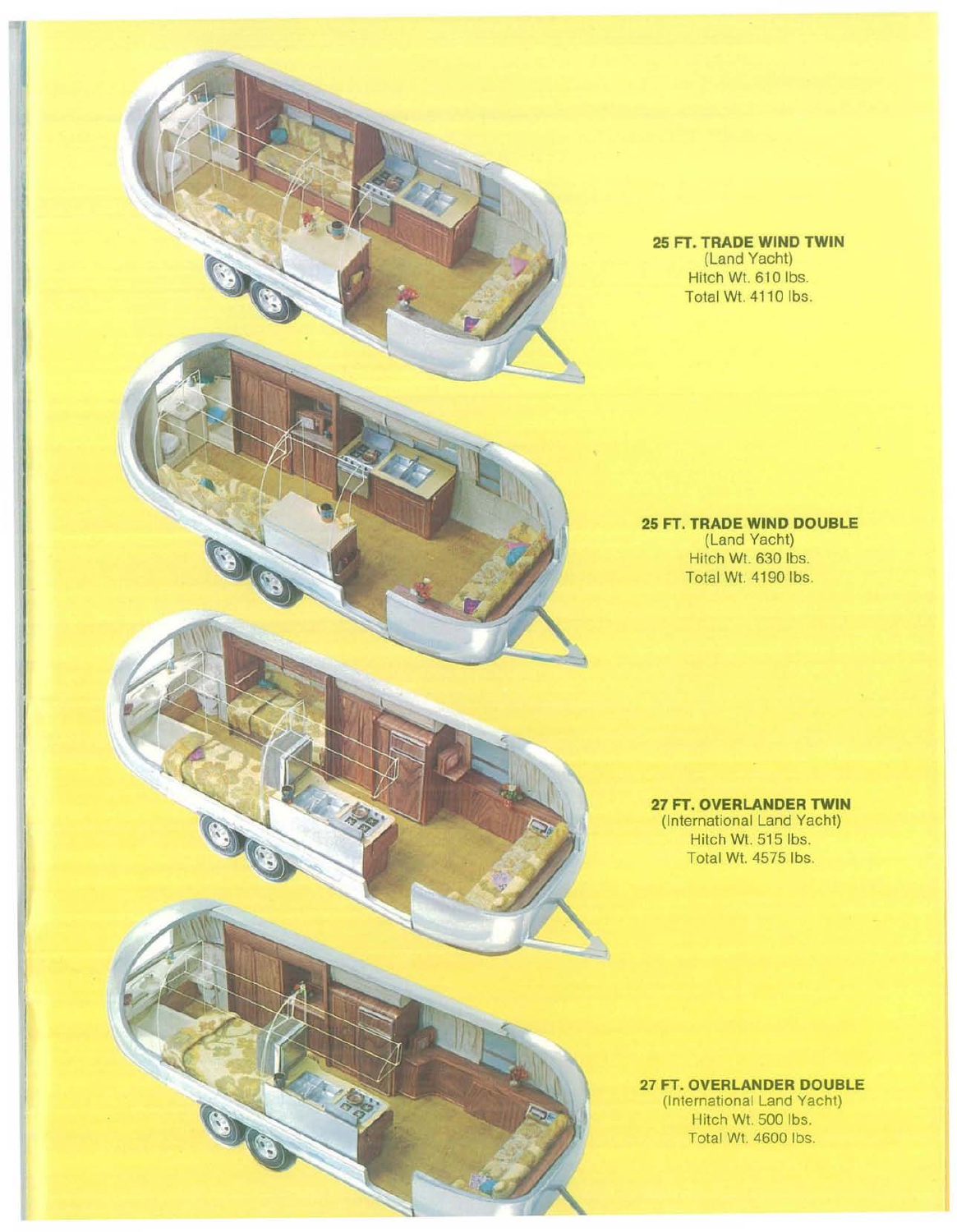**25 FT. TRADE WIND TWIN**
(Land Yacht)
Hitch Wt. 610 lbs.
Total Wt. 4110 lbs.

**25 FT. TRADE WIND DOUBLE**
(Land Yacht)
Hitch Wt. 630 lbs.
Total Wt. 4190 lbs.

**27 FT. OVERLANDER TWIN**
(International Land Yacht)
Hitch Wt. 515 lbs.
Total Wt. 4575 lbs.

**27 FT. OVERLANDER DOUBLE**
(International Land Yacht)
Hitch Wt. 500 lbs.
Total Wt. 4600 lbs.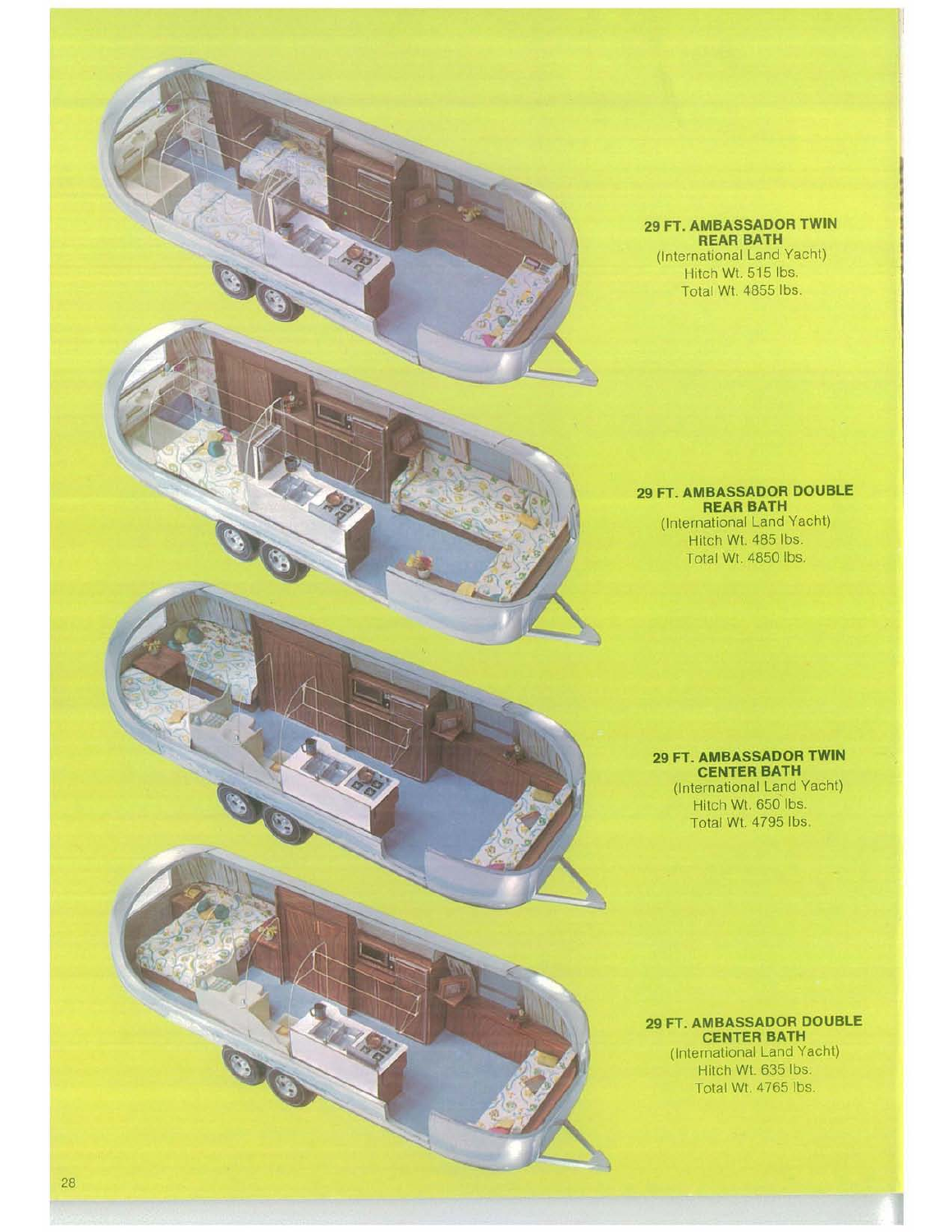**29 FT. AMBASSADOR TWIN REAR BATH**
(International Land Yacht)
Hitch Wt. 515 lbs.
Total Wt. 4855 lbs.

**29 FT. AMBASSADOR DOUBLE REAR BATH**
(International Land Yacht)
Hitch Wt. 485 lbs.
Total Wt. 4850 lbs.

**29 FT. AMBASSADOR TWIN CENTER BATH**
(International Land Yacht)
Hitch Wt. 650 lbs.
Total Wt. 4795 lbs.

**29 FT. AMBASSADOR DOUBLE CENTER BATH**
(International Land Yacht)
Hitch Wt. 635 lbs.
Total Wt. 4765 lbs.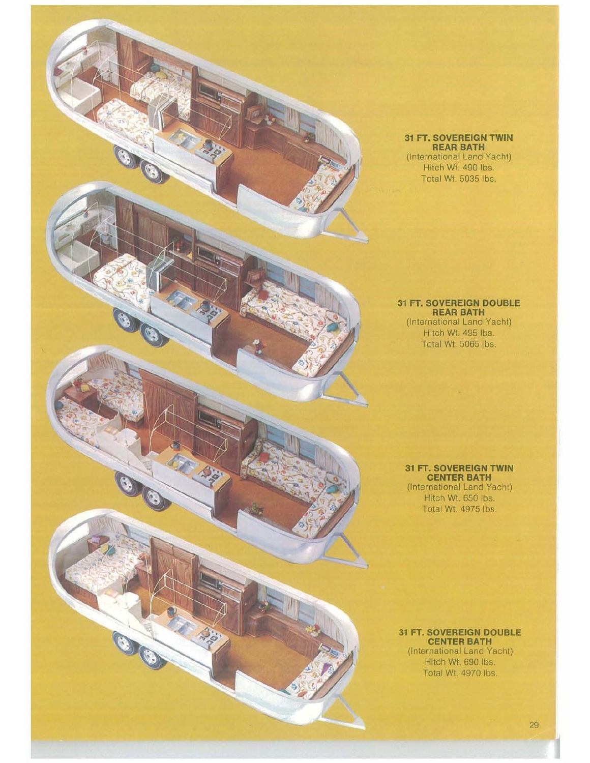**31 FT. SOVEREIGN TWIN REAR BATH**
(International Land Yacht)
Hitch Wt. 490 lbs.
Total Wt. 5035 lbs.

**31 FT. SOVEREIGN DOUBLE REAR BATH**
(International Land Yacht)
Hitch Wt. 495 lbs.
Total Wt. 5065 lbs.

**31 FT. SOVEREIGN TWIN CENTER BATH**
(International Land Yacht)
Hitch Wt. 650 lbs.
Total Wt. 4975 lbs.

**31 FT. SOVEREIGN DOUBLE CENTER BATH**
(International Land Yacht)
Hitch Wt. 690 lbs.
Total Wt. 4970 lbs.